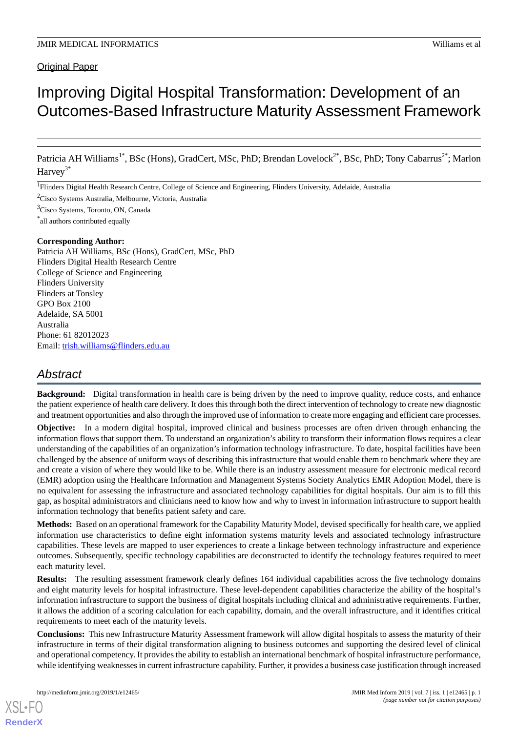Original Paper

# Improving Digital Hospital Transformation: Development of an Outcomes-Based Infrastructure Maturity Assessment Framework

Patricia AH Williams[1*], BSc (Hons), GradCert, MSc, PhD; Brendan Lovelock[2*], BSc, PhD; Tony Cabarrus[2*]; Marlon Harvey[3*]

[1]Flinders Digital Health Research Centre, College of Science and Engineering, Flinders University, Adelaide, Australia

[2]Cisco Systems Australia, Melbourne, Victoria, Australia

[3]Cisco Systems, Toronto, ON, Canada

[*]all authors contributed equally

**Corresponding Author:**
Patricia AH Williams, BSc (Hons), GradCert, MSc, PhD
Flinders Digital Health Research Centre
College of Science and Engineering
Flinders University
Flinders at Tonsley
GPO Box 2100
Adelaide, SA 5001
Australia
Phone: 61 82012023
Email: trish.williams@flinders.edu.au

## *Abstract*

**Background:** Digital transformation in health care is being driven by the need to improve quality, reduce costs, and enhance the patient experience of health care delivery. It does this through both the direct intervention of technology to create new diagnostic and treatment opportunities and also through the improved use of information to create more engaging and efficient care processes.

**Objective:** In a modern digital hospital, improved clinical and business processes are often driven through enhancing the information flows that support them. To understand an organization's ability to transform their information flows requires a clear understanding of the capabilities of an organization's information technology infrastructure. To date, hospital facilities have been challenged by the absence of uniform ways of describing this infrastructure that would enable them to benchmark where they are and create a vision of where they would like to be. While there is an industry assessment measure for electronic medical record (EMR) adoption using the Healthcare Information and Management Systems Society Analytics EMR Adoption Model, there is no equivalent for assessing the infrastructure and associated technology capabilities for digital hospitals. Our aim is to fill this gap, as hospital administrators and clinicians need to know how and why to invest in information infrastructure to support health information technology that benefits patient safety and care.

**Methods:** Based on an operational framework for the Capability Maturity Model, devised specifically for health care, we applied information use characteristics to define eight information systems maturity levels and associated technology infrastructure capabilities. These levels are mapped to user experiences to create a linkage between technology infrastructure and experience outcomes. Subsequently, specific technology capabilities are deconstructed to identify the technology features required to meet each maturity level.

**Results:** The resulting assessment framework clearly defines 164 individual capabilities across the five technology domains and eight maturity levels for hospital infrastructure. These level-dependent capabilities characterize the ability of the hospital's information infrastructure to support the business of digital hospitals including clinical and administrative requirements. Further, it allows the addition of a scoring calculation for each capability, domain, and the overall infrastructure, and it identifies critical requirements to meet each of the maturity levels.

**Conclusions:** This new Infrastructure Maturity Assessment framework will allow digital hospitals to assess the maturity of their infrastructure in terms of their digital transformation aligning to business outcomes and supporting the desired level of clinical and operational competency. It provides the ability to establish an international benchmark of hospital infrastructure performance, while identifying weaknesses in current infrastructure capability. Further, it provides a business case justification through increased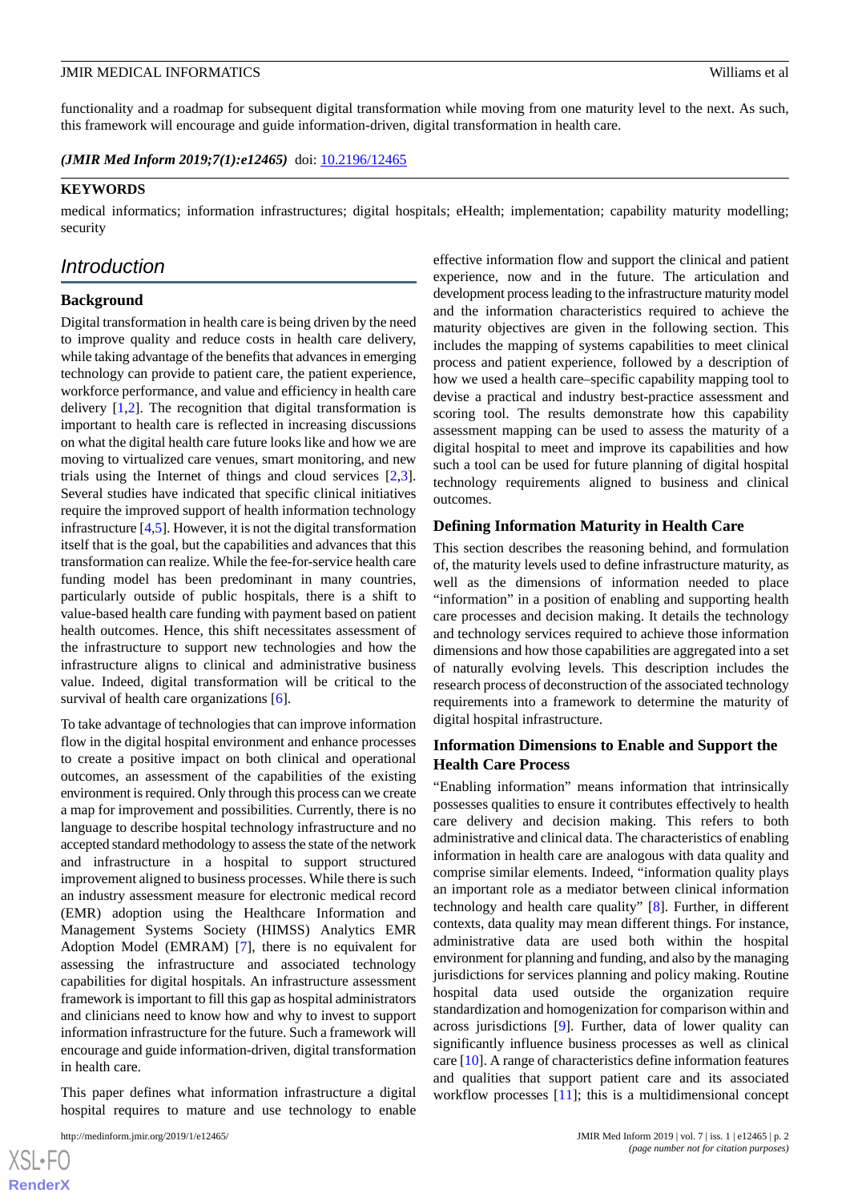functionality and a roadmap for subsequent digital transformation while moving from one maturity level to the next. As such, this framework will encourage and guide information-driven, digital transformation in health care.

***(JMIR Med Inform 2019;7(1):e12465)*** doi: 10.2196/12465

**KEYWORDS**

medical informatics; information infrastructures; digital hospitals; eHealth; implementation; capability maturity modelling; security

## *Introduction*

### Background

Digital transformation in health care is being driven by the need to improve quality and reduce costs in health care delivery, while taking advantage of the benefits that advances in emerging technology can provide to patient care, the patient experience, workforce performance, and value and efficiency in health care delivery [1,2]. The recognition that digital transformation is important to health care is reflected in increasing discussions on what the digital health care future looks like and how we are moving to virtualized care venues, smart monitoring, and new trials using the Internet of things and cloud services [2,3]. Several studies have indicated that specific clinical initiatives require the improved support of health information technology infrastructure [4,5]. However, it is not the digital transformation itself that is the goal, but the capabilities and advances that this transformation can realize. While the fee-for-service health care funding model has been predominant in many countries, particularly outside of public hospitals, there is a shift to value-based health care funding with payment based on patient health outcomes. Hence, this shift necessitates assessment of the infrastructure to support new technologies and how the infrastructure aligns to clinical and administrative business value. Indeed, digital transformation will be critical to the survival of health care organizations [6].

To take advantage of technologies that can improve information flow in the digital hospital environment and enhance processes to create a positive impact on both clinical and operational outcomes, an assessment of the capabilities of the existing environment is required. Only through this process can we create a map for improvement and possibilities. Currently, there is no language to describe hospital technology infrastructure and no accepted standard methodology to assess the state of the network and infrastructure in a hospital to support structured improvement aligned to business processes. While there is such an industry assessment measure for electronic medical record (EMR) adoption using the Healthcare Information and Management Systems Society (HIMSS) Analytics EMR Adoption Model (EMRAM) [7], there is no equivalent for assessing the infrastructure and associated technology capabilities for digital hospitals. An infrastructure assessment framework is important to fill this gap as hospital administrators and clinicians need to know how and why to invest to support information infrastructure for the future. Such a framework will encourage and guide information-driven, digital transformation in health care.

This paper defines what information infrastructure a digital hospital requires to mature and use technology to enable effective information flow and support the clinical and patient experience, now and in the future. The articulation and development process leading to the infrastructure maturity model and the information characteristics required to achieve the maturity objectives are given in the following section. This includes the mapping of systems capabilities to meet clinical process and patient experience, followed by a description of how we used a health care–specific capability mapping tool to devise a practical and industry best-practice assessment and scoring tool. The results demonstrate how this capability assessment mapping can be used to assess the maturity of a digital hospital to meet and improve its capabilities and how such a tool can be used for future planning of digital hospital technology requirements aligned to business and clinical outcomes.

### Defining Information Maturity in Health Care

This section describes the reasoning behind, and formulation of, the maturity levels used to define infrastructure maturity, as well as the dimensions of information needed to place "information" in a position of enabling and supporting health care processes and decision making. It details the technology and technology services required to achieve those information dimensions and how those capabilities are aggregated into a set of naturally evolving levels. This description includes the research process of deconstruction of the associated technology requirements into a framework to determine the maturity of digital hospital infrastructure.

### Information Dimensions to Enable and Support the Health Care Process

"Enabling information" means information that intrinsically possesses qualities to ensure it contributes effectively to health care delivery and decision making. This refers to both administrative and clinical data. The characteristics of enabling information in health care are analogous with data quality and comprise similar elements. Indeed, "information quality plays an important role as a mediator between clinical information technology and health care quality" [8]. Further, in different contexts, data quality may mean different things. For instance, administrative data are used both within the hospital environment for planning and funding, and also by the managing jurisdictions for services planning and policy making. Routine hospital data used outside the organization require standardization and homogenization for comparison within and across jurisdictions [9]. Further, data of lower quality can significantly influence business processes as well as clinical care [10]. A range of characteristics define information features and qualities that support patient care and its associated workflow processes [11]; this is a multidimensional concept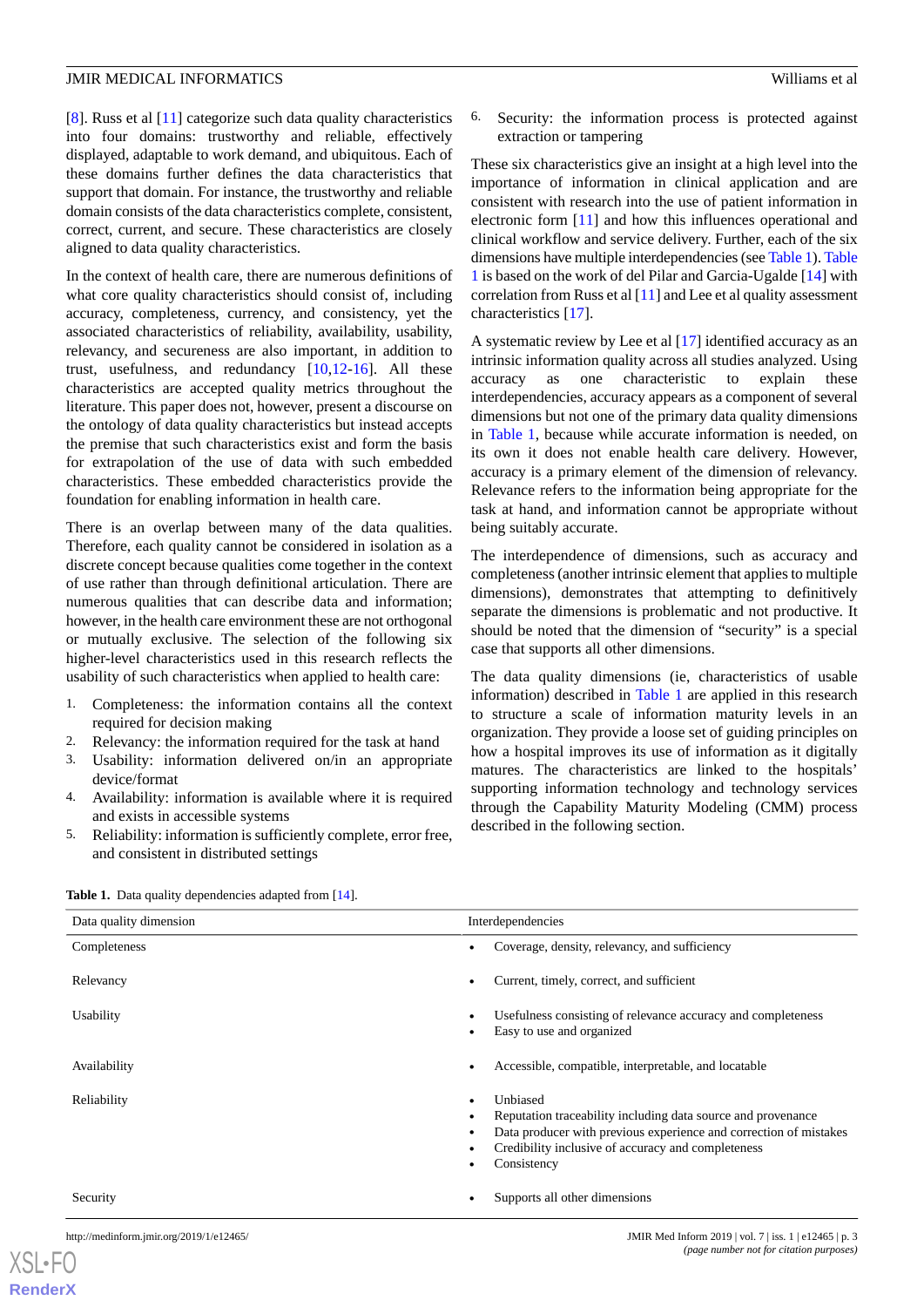[8]. Russ et al [11] categorize such data quality characteristics into four domains: trustworthy and reliable, effectively displayed, adaptable to work demand, and ubiquitous. Each of these domains further defines the data characteristics that support that domain. For instance, the trustworthy and reliable domain consists of the data characteristics complete, consistent, correct, current, and secure. These characteristics are closely aligned to data quality characteristics.

In the context of health care, there are numerous definitions of what core quality characteristics should consist of, including accuracy, completeness, currency, and consistency, yet the associated characteristics of reliability, availability, usability, relevancy, and secureness are also important, in addition to trust, usefulness, and redundancy [10,12-16]. All these characteristics are accepted quality metrics throughout the literature. This paper does not, however, present a discourse on the ontology of data quality characteristics but instead accepts the premise that such characteristics exist and form the basis for extrapolation of the use of data with such embedded characteristics. These embedded characteristics provide the foundation for enabling information in health care.

There is an overlap between many of the data qualities. Therefore, each quality cannot be considered in isolation as a discrete concept because qualities come together in the context of use rather than through definitional articulation. There are numerous qualities that can describe data and information; however, in the health care environment these are not orthogonal or mutually exclusive. The selection of the following six higher-level characteristics used in this research reflects the usability of such characteristics when applied to health care:

1. Completeness: the information contains all the context required for decision making
2. Relevancy: the information required for the task at hand
3. Usability: information delivered on/in an appropriate device/format
4. Availability: information is available where it is required and exists in accessible systems
5. Reliability: information is sufficiently complete, error free, and consistent in distributed settings
6. Security: the information process is protected against extraction or tampering

These six characteristics give an insight at a high level into the importance of information in clinical application and are consistent with research into the use of patient information in electronic form [11] and how this influences operational and clinical workflow and service delivery. Further, each of the six dimensions have multiple interdependencies (see Table 1). Table 1 is based on the work of del Pilar and Garcia-Ugalde [14] with correlation from Russ et al [11] and Lee et al quality assessment characteristics [17].

A systematic review by Lee et al [17] identified accuracy as an intrinsic information quality across all studies analyzed. Using accuracy as one characteristic to explain these interdependencies, accuracy appears as a component of several dimensions but not one of the primary data quality dimensions in Table 1, because while accurate information is needed, on its own it does not enable health care delivery. However, accuracy is a primary element of the dimension of relevancy. Relevance refers to the information being appropriate for the task at hand, and information cannot be appropriate without being suitably accurate.

The interdependence of dimensions, such as accuracy and completeness (another intrinsic element that applies to multiple dimensions), demonstrates that attempting to definitively separate the dimensions is problematic and not productive. It should be noted that the dimension of "security" is a special case that supports all other dimensions.

The data quality dimensions (ie, characteristics of usable information) described in Table 1 are applied in this research to structure a scale of information maturity levels in an organization. They provide a loose set of guiding principles on how a hospital improves its use of information as it digitally matures. The characteristics are linked to the hospitals' supporting information technology and technology services through the Capability Maturity Modeling (CMM) process described in the following section.

**Table 1.** Data quality dependencies adapted from [14].

| Data quality dimension | Interdependencies |
|---|---|
| Completeness | • Coverage, density, relevancy, and sufficiency |
| Relevancy | • Current, timely, correct, and sufficient |
| Usability | • Usefulness consisting of relevance accuracy and completeness<br>• Easy to use and organized |
| Availability | • Accessible, compatible, interpretable, and locatable |
| Reliability | • Unbiased<br>• Reputation traceability including data source and provenance<br>• Data producer with previous experience and correction of mistakes<br>• Credibility inclusive of accuracy and completeness<br>• Consistency |
| Security | • Supports all other dimensions |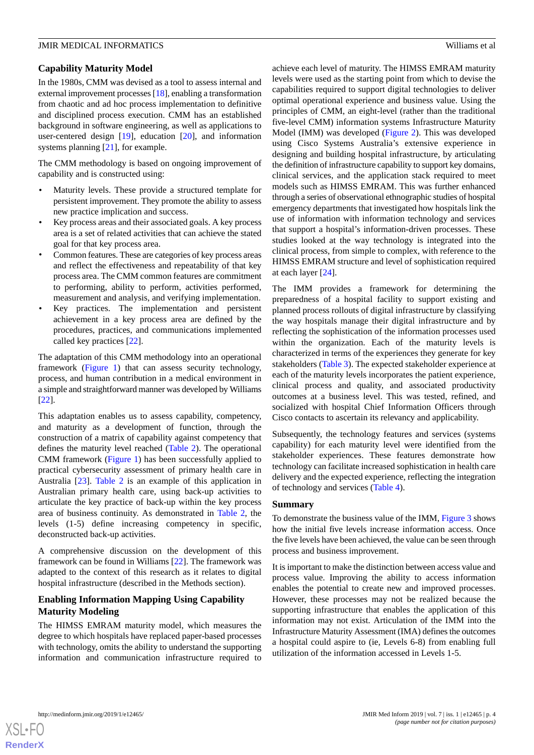## Capability Maturity Model

In the 1980s, CMM was devised as a tool to assess internal and external improvement processes [18], enabling a transformation from chaotic and ad hoc process implementation to definitive and disciplined process execution. CMM has an established background in software engineering, as well as applications to user-centered design [19], education [20], and information systems planning [21], for example.

The CMM methodology is based on ongoing improvement of capability and is constructed using:

- Maturity levels. These provide a structured template for persistent improvement. They promote the ability to assess new practice implication and success.
- Key process areas and their associated goals. A key process area is a set of related activities that can achieve the stated goal for that key process area.
- Common features. These are categories of key process areas and reflect the effectiveness and repeatability of that key process area. The CMM common features are commitment to performing, ability to perform, activities performed, measurement and analysis, and verifying implementation.
- Key practices. The implementation and persistent achievement in a key process area are defined by the procedures, practices, and communications implemented called key practices [22].

The adaptation of this CMM methodology into an operational framework (Figure 1) that can assess security technology, process, and human contribution in a medical environment in a simple and straightforward manner was developed by Williams [22].

This adaptation enables us to assess capability, competency, and maturity as a development of function, through the construction of a matrix of capability against competency that defines the maturity level reached (Table 2). The operational CMM framework (Figure 1) has been successfully applied to practical cybersecurity assessment of primary health care in Australia [23]. Table 2 is an example of this application in Australian primary health care, using back-up activities to articulate the key practice of back-up within the key process area of business continuity. As demonstrated in Table 2, the levels (1-5) define increasing competency in specific, deconstructed back-up activities.

A comprehensive discussion on the development of this framework can be found in Williams [22]. The framework was adapted to the context of this research as it relates to digital hospital infrastructure (described in the Methods section).

## Enabling Information Mapping Using Capability Maturity Modeling

The HIMSS EMRAM maturity model, which measures the degree to which hospitals have replaced paper-based processes with technology, omits the ability to understand the supporting information and communication infrastructure required to achieve each level of maturity. The HIMSS EMRAM maturity levels were used as the starting point from which to devise the capabilities required to support digital technologies to deliver optimal operational experience and business value. Using the principles of CMM, an eight-level (rather than the traditional five-level CMM) information systems Infrastructure Maturity Model (IMM) was developed (Figure 2). This was developed using Cisco Systems Australia's extensive experience in designing and building hospital infrastructure, by articulating the definition of infrastructure capability to support key domains, clinical services, and the application stack required to meet models such as HIMSS EMRAM. This was further enhanced through a series of observational ethnographic studies of hospital emergency departments that investigated how hospitals link the use of information with information technology and services that support a hospital's information-driven processes. These studies looked at the way technology is integrated into the clinical process, from simple to complex, with reference to the HIMSS EMRAM structure and level of sophistication required at each layer [24].

The IMM provides a framework for determining the preparedness of a hospital facility to support existing and planned process rollouts of digital infrastructure by classifying the way hospitals manage their digital infrastructure and by reflecting the sophistication of the information processes used within the organization. Each of the maturity levels is characterized in terms of the experiences they generate for key stakeholders (Table 3). The expected stakeholder experience at each of the maturity levels incorporates the patient experience, clinical process and quality, and associated productivity outcomes at a business level. This was tested, refined, and socialized with hospital Chief Information Officers through Cisco contacts to ascertain its relevancy and applicability.

Subsequently, the technology features and services (systems capability) for each maturity level were identified from the stakeholder experiences. These features demonstrate how technology can facilitate increased sophistication in health care delivery and the expected experience, reflecting the integration of technology and services (Table 4).

## Summary

To demonstrate the business value of the IMM, Figure 3 shows how the initial five levels increase information access. Once the five levels have been achieved, the value can be seen through process and business improvement.

It is important to make the distinction between access value and process value. Improving the ability to access information enables the potential to create new and improved processes. However, these processes may not be realized because the supporting infrastructure that enables the application of this information may not exist. Articulation of the IMM into the Infrastructure Maturity Assessment (IMA) defines the outcomes a hospital could aspire to (ie, Levels 6-8) from enabling full utilization of the information accessed in Levels 1-5.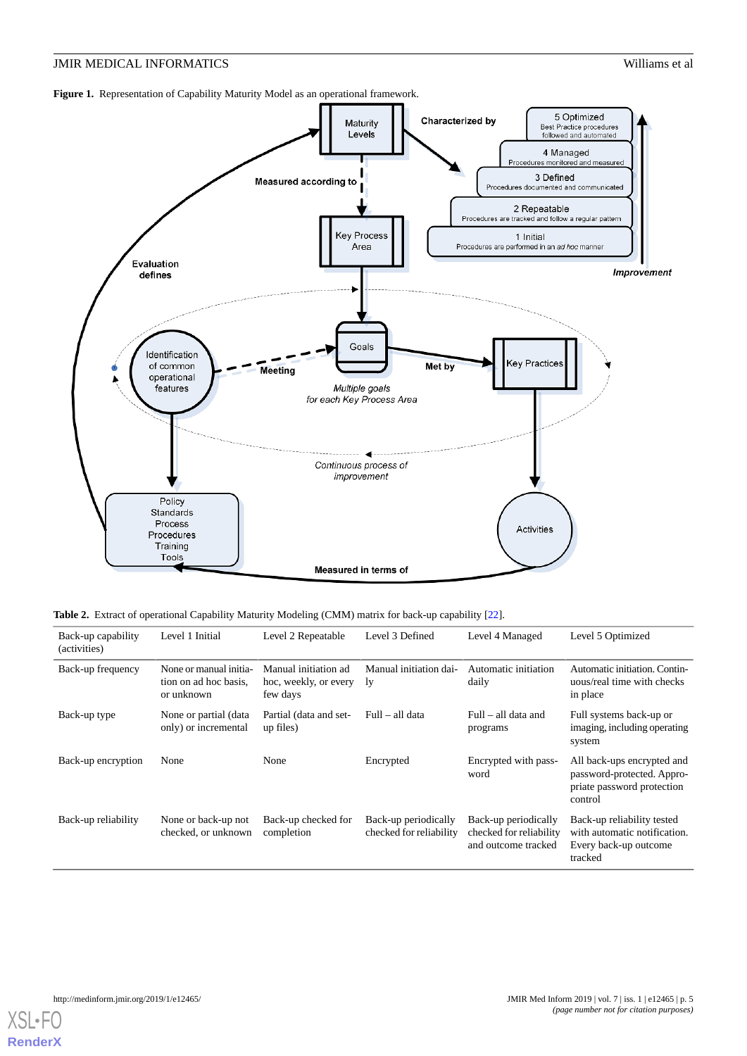**Figure 1.** Representation of Capability Maturity Model as an operational framework.

Maturity Levels

Characterized by

5 Optimized
Best Practice procedures followed and automated

4 Managed
Procedures monitored and measured

3 Defined
Procedures documented and communicated

2 Repeatable
Procedures are tracked and follow a regular pattern

1 Initial
Procedures are performed in an *ad hoc* manner

*Improvement*

Measured according to

Key Process Area

Evaluation defines

Goals

Identification of common operational features

Meeting

Met by

Key Practices

*Multiple goals for each Key Process Area*

*Continuous process of improvement*

Policy
Standards
Process
Procedures
Training
Tools

Activities

Measured in terms of

**Table 2.** Extract of operational Capability Maturity Modeling (CMM) matrix for back-up capability [22].

| Back-up capability (activities) | Level 1 Initial | Level 2 Repeatable | Level 3 Defined | Level 4 Managed | Level 5 Optimized |
|---|---|---|---|---|---|
| Back-up frequency | None or manual initiation on ad hoc basis, or unknown | Manual initiation ad hoc, weekly, or every few days | Manual initiation daily | Automatic initiation daily | Automatic initiation. Continuous/real time with checks in place |
| Back-up type | None or partial (data only) or incremental | Partial (data and setup files) | Full – all data | Full – all data and programs | Full systems back-up or imaging, including operating system |
| Back-up encryption | None | None | Encrypted | Encrypted with password | All back-ups encrypted and password-protected. Appropriate password protection control |
| Back-up reliability | None or back-up not checked, or unknown | Back-up checked for completion | Back-up periodically checked for reliability | Back-up periodically checked for reliability and outcome tracked | Back-up reliability tested with automatic notification. Every back-up outcome tracked |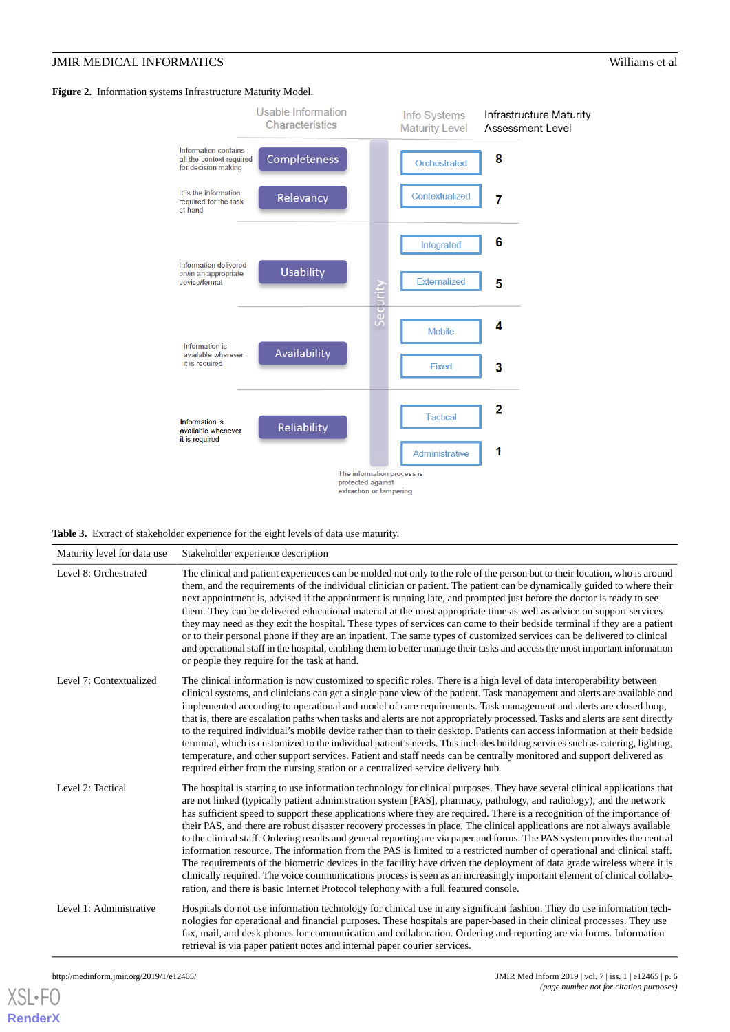**Figure 2.** Information systems Infrastructure Maturity Model.

Usable Information Characteristics

Info Systems Maturity Level

Infrastructure Maturity Assessment Level

Information contains all the context required for decision making

Completeness

Orchestrated 8

It is the information required for the task at hand

Relevancy

Contextualized 7

Integrated 6

Information delivered on/in an appropriate device/format

Usability

Externalized 5

Security

Mobile 4

Information is available wherever it is required

Availability

Fixed 3

Tactical 2

Information is available whenever it is required

Reliability

Administrative 1

The information process is protected against extraction or tampering

**Table 3.** Extract of stakeholder experience for the eight levels of data use maturity.

| Maturity level for data use | Stakeholder experience description |
| --- | --- |
| Level 8: Orchestrated | The clinical and patient experiences can be molded not only to the role of the person but to their location, who is around them, and the requirements of the individual clinician or patient. The patient can be dynamically guided to where their next appointment is, advised if the appointment is running late, and prompted just before the doctor is ready to see them. They can be delivered educational material at the most appropriate time as well as advice on support services they may need as they exit the hospital. These types of services can come to their bedside terminal if they are a patient or to their personal phone if they are an inpatient. The same types of customized services can be delivered to clinical and operational staff in the hospital, enabling them to better manage their tasks and access the most important information or people they require for the task at hand. |
| Level 7: Contextualized | The clinical information is now customized to specific roles. There is a high level of data interoperability between clinical systems, and clinicians can get a single pane view of the patient. Task management and alerts are available and implemented according to operational and model of care requirements. Task management and alerts are closed loop, that is, there are escalation paths when tasks and alerts are not appropriately processed. Tasks and alerts are sent directly to the required individual's mobile device rather than to their desktop. Patients can access information at their bedside terminal, which is customized to the individual patient's needs. This includes building services such as catering, lighting, temperature, and other support services. Patient and staff needs can be centrally monitored and support delivered as required either from the nursing station or a centralized service delivery hub. |
| Level 2: Tactical | The hospital is starting to use information technology for clinical purposes. They have several clinical applications that are not linked (typically patient administration system [PAS], pharmacy, pathology, and radiology), and the network has sufficient speed to support these applications where they are required. There is a recognition of the importance of their PAS, and there are robust disaster recovery processes in place. The clinical applications are not always available to the clinical staff. Ordering results and general reporting are via paper and forms. The PAS system provides the central information resource. The information from the PAS is limited to a restricted number of operational and clinical staff. The requirements of the biometric devices in the facility have driven the deployment of data grade wireless where it is clinically required. The voice communications process is seen as an increasingly important element of clinical collaboration, and there is basic Internet Protocol telephony with a full featured console. |
| Level 1: Administrative | Hospitals do not use information technology for clinical use in any significant fashion. They do use information technologies for operational and financial purposes. These hospitals are paper-based in their clinical processes. They use fax, mail, and desk phones for communication and collaboration. Ordering and reporting are via forms. Information retrieval is via paper patient notes and internal paper courier services. |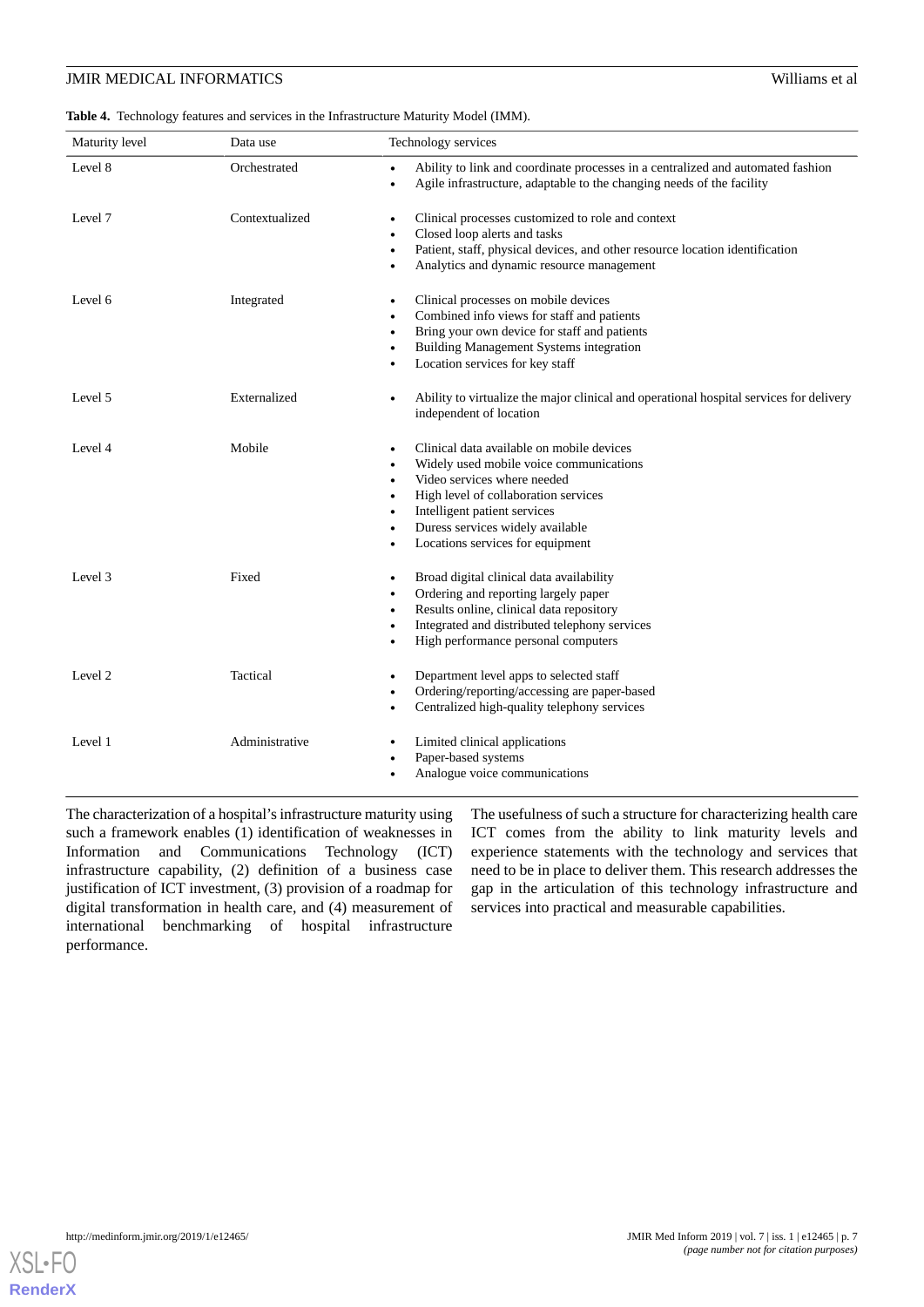**Table 4.** Technology features and services in the Infrastructure Maturity Model (IMM).

| Maturity level | Data use | Technology services |
| --- | --- | --- |
| Level 8 | Orchestrated | • Ability to link and coordinate processes in a centralized and automated fashion<br>• Agile infrastructure, adaptable to the changing needs of the facility |
| Level 7 | Contextualized | • Clinical processes customized to role and context<br>• Closed loop alerts and tasks<br>• Patient, staff, physical devices, and other resource location identification<br>• Analytics and dynamic resource management |
| Level 6 | Integrated | • Clinical processes on mobile devices<br>• Combined info views for staff and patients<br>• Bring your own device for staff and patients<br>• Building Management Systems integration<br>• Location services for key staff |
| Level 5 | Externalized | • Ability to virtualize the major clinical and operational hospital services for delivery independent of location |
| Level 4 | Mobile | • Clinical data available on mobile devices<br>• Widely used mobile voice communications<br>• Video services where needed<br>• High level of collaboration services<br>• Intelligent patient services<br>• Duress services widely available<br>• Locations services for equipment |
| Level 3 | Fixed | • Broad digital clinical data availability<br>• Ordering and reporting largely paper<br>• Results online, clinical data repository<br>• Integrated and distributed telephony services<br>• High performance personal computers |
| Level 2 | Tactical | • Department level apps to selected staff<br>• Ordering/reporting/accessing are paper-based<br>• Centralized high-quality telephony services |
| Level 1 | Administrative | • Limited clinical applications<br>• Paper-based systems<br>• Analogue voice communications |

The characterization of a hospital's infrastructure maturity using such a framework enables (1) identification of weaknesses in Information and Communications Technology (ICT) infrastructure capability, (2) definition of a business case justification of ICT investment, (3) provision of a roadmap for digital transformation in health care, and (4) measurement of international benchmarking of hospital infrastructure performance.

The usefulness of such a structure for characterizing health care ICT comes from the ability to link maturity levels and experience statements with the technology and services that need to be in place to deliver them. This research addresses the gap in the articulation of this technology infrastructure and services into practical and measurable capabilities.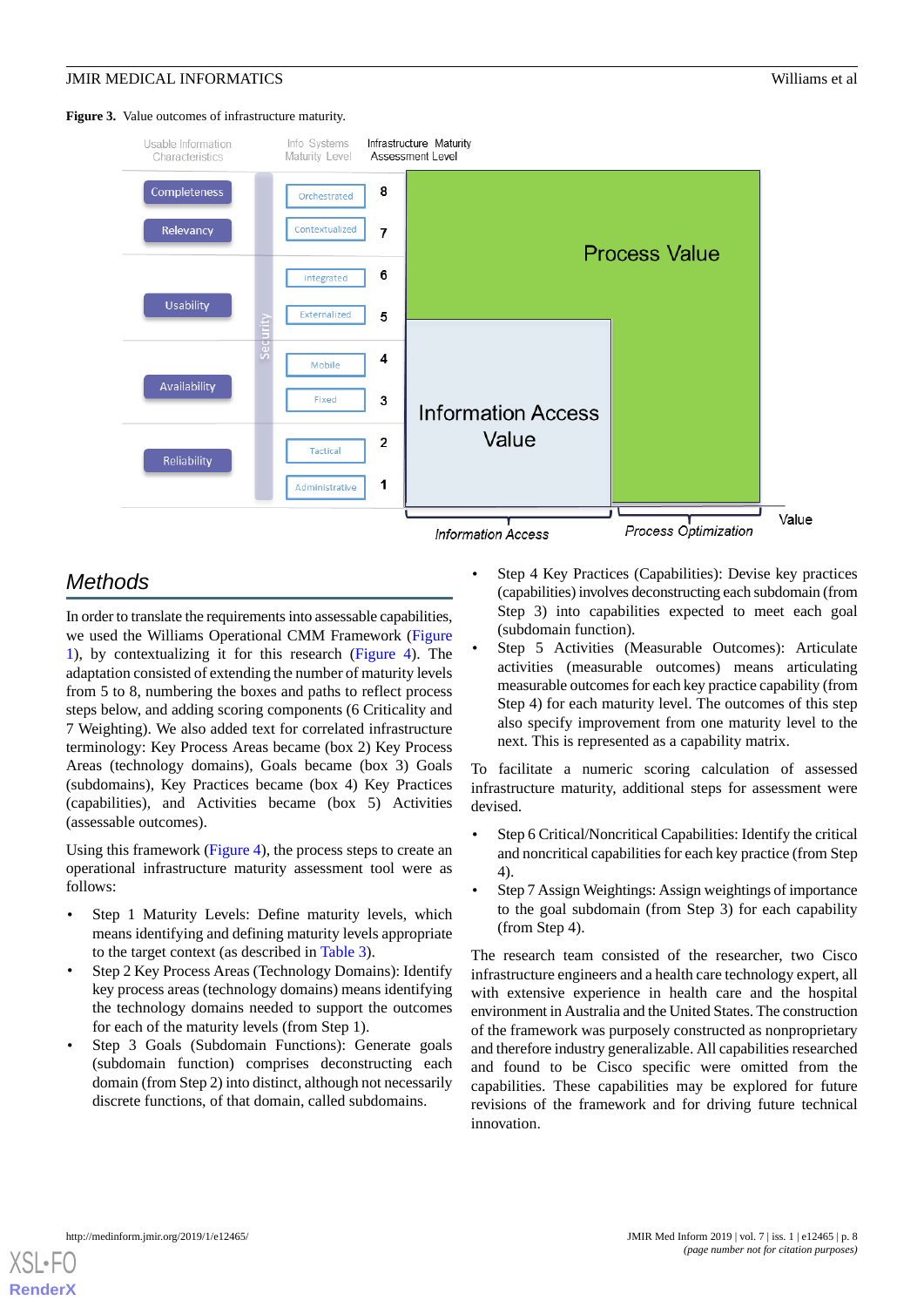**Figure 3.** Value outcomes of infrastructure maturity.

Usable Information Characteristics
Info Systems Maturity Level
Infrastructure Maturity Assessment Level

Completeness
Relevancy
Usability
Availability
Reliability
Security

Orchestrated 8
Contextualized 7
Integrated 6
Externalized 5
Mobile 4
Fixed 3
Tactical 2
Administrative 1

Process Value
Information Access Value
Information Access
Process Optimization
Value

## Methods

In order to translate the requirements into assessable capabilities, we used the Williams Operational CMM Framework (Figure 1), by contextualizing it for this research (Figure 4). The adaptation consisted of extending the number of maturity levels from 5 to 8, numbering the boxes and paths to reflect process steps below, and adding scoring components (6 Criticality and 7 Weighting). We also added text for correlated infrastructure terminology: Key Process Areas became (box 2) Key Process Areas (technology domains), Goals became (box 3) Goals (subdomains), Key Practices became (box 4) Key Practices (capabilities), and Activities became (box 5) Activities (assessable outcomes).

Using this framework (Figure 4), the process steps to create an operational infrastructure maturity assessment tool were as follows:

- Step 1 Maturity Levels: Define maturity levels, which means identifying and defining maturity levels appropriate to the target context (as described in Table 3).
- Step 2 Key Process Areas (Technology Domains): Identify key process areas (technology domains) means identifying the technology domains needed to support the outcomes for each of the maturity levels (from Step 1).
- Step 3 Goals (Subdomain Functions): Generate goals (subdomain function) comprises deconstructing each domain (from Step 2) into distinct, although not necessarily discrete functions, of that domain, called subdomains.
- Step 4 Key Practices (Capabilities): Devise key practices (capabilities) involves deconstructing each subdomain (from Step 3) into capabilities expected to meet each goal (subdomain function).
- Step 5 Activities (Measurable Outcomes): Articulate activities (measurable outcomes) means articulating measurable outcomes for each key practice capability (from Step 4) for each maturity level. The outcomes of this step also specify improvement from one maturity level to the next. This is represented as a capability matrix.

To facilitate a numeric scoring calculation of assessed infrastructure maturity, additional steps for assessment were devised.

- Step 6 Critical/Noncritical Capabilities: Identify the critical and noncritical capabilities for each key practice (from Step 4).
- Step 7 Assign Weightings: Assign weightings of importance to the goal subdomain (from Step 3) for each capability (from Step 4).

The research team consisted of the researcher, two Cisco infrastructure engineers and a health care technology expert, all with extensive experience in health care and the hospital environment in Australia and the United States. The construction of the framework was purposely constructed as nonproprietary and therefore industry generalizable. All capabilities researched and found to be Cisco specific were omitted from the capabilities. These capabilities may be explored for future revisions of the framework and for driving future technical innovation.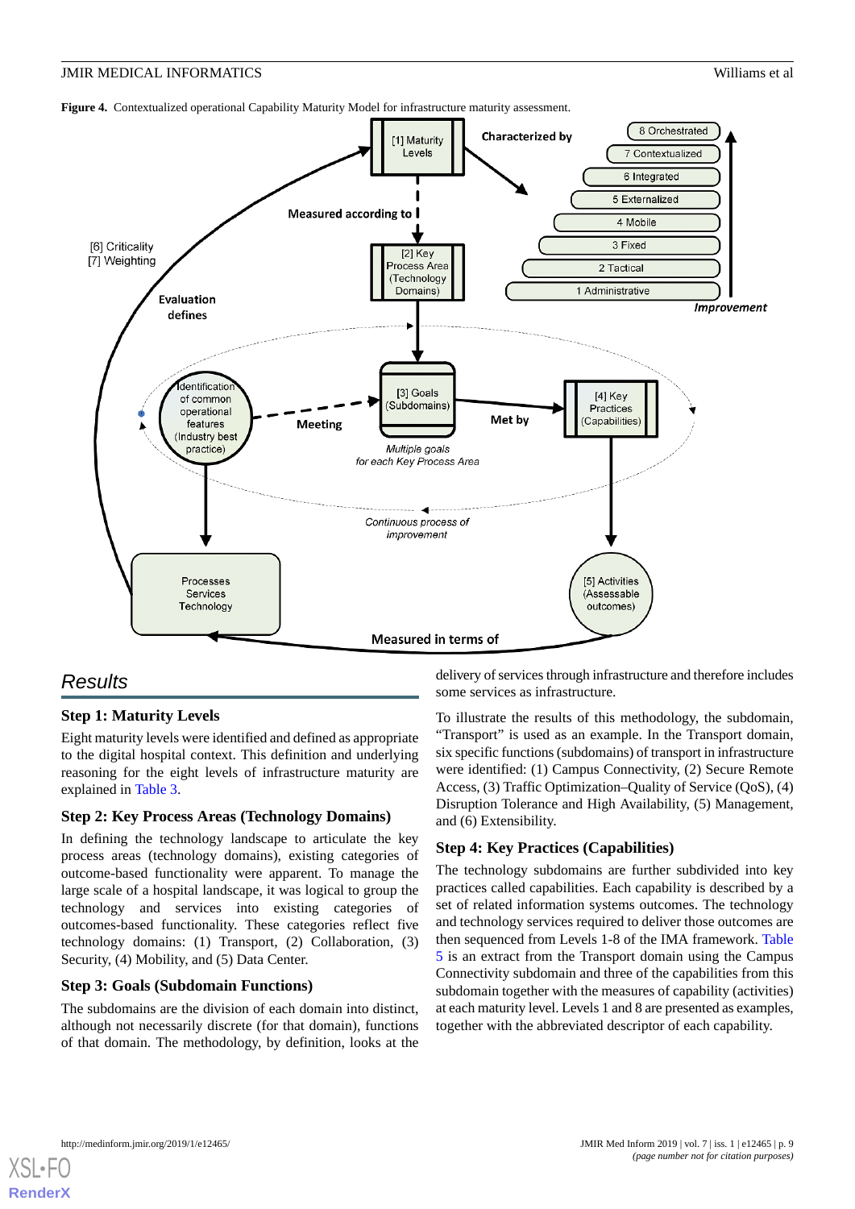**Figure 4.** Contextualized operational Capability Maturity Model for infrastructure maturity assessment.

[1] Maturity Levels

Characterized by

8 Orchestrated
7 Contextualized
6 Integrated
5 Externalized
4 Mobile
3 Fixed
2 Tactical
1 Administrative

Improvement

Measured according to

[2] Key Process Area (Technology Domains)

[6] Criticality
[7] Weighting

Evaluation defines

Identification of common operational features (Industry best practice)

Meeting

[3] Goals (Subdomains)

Met by

[4] Key Practices (Capabilities)

Multiple goals for each Key Process Area

Continuous process of improvement

Processes Services Technology

[5] Activities (Assessable outcomes)

Measured in terms of

## Results

### Step 1: Maturity Levels

Eight maturity levels were identified and defined as appropriate to the digital hospital context. This definition and underlying reasoning for the eight levels of infrastructure maturity are explained in Table 3.

### Step 2: Key Process Areas (Technology Domains)

In defining the technology landscape to articulate the key process areas (technology domains), existing categories of outcome-based functionality were apparent. To manage the large scale of a hospital landscape, it was logical to group the technology and services into existing categories of outcomes-based functionality. These categories reflect five technology domains: (1) Transport, (2) Collaboration, (3) Security, (4) Mobility, and (5) Data Center.

### Step 3: Goals (Subdomain Functions)

The subdomains are the division of each domain into distinct, although not necessarily discrete (for that domain), functions of that domain. The methodology, by definition, looks at the delivery of services through infrastructure and therefore includes some services as infrastructure.

To illustrate the results of this methodology, the subdomain, "Transport" is used as an example. In the Transport domain, six specific functions (subdomains) of transport in infrastructure were identified: (1) Campus Connectivity, (2) Secure Remote Access, (3) Traffic Optimization–Quality of Service (QoS), (4) Disruption Tolerance and High Availability, (5) Management, and (6) Extensibility.

### Step 4: Key Practices (Capabilities)

The technology subdomains are further subdivided into key practices called capabilities. Each capability is described by a set of related information systems outcomes. The technology and technology services required to deliver those outcomes are then sequenced from Levels 1-8 of the IMA framework. Table 5 is an extract from the Transport domain using the Campus Connectivity subdomain and three of the capabilities from this subdomain together with the measures of capability (activities) at each maturity level. Levels 1 and 8 are presented as examples, together with the abbreviated descriptor of each capability.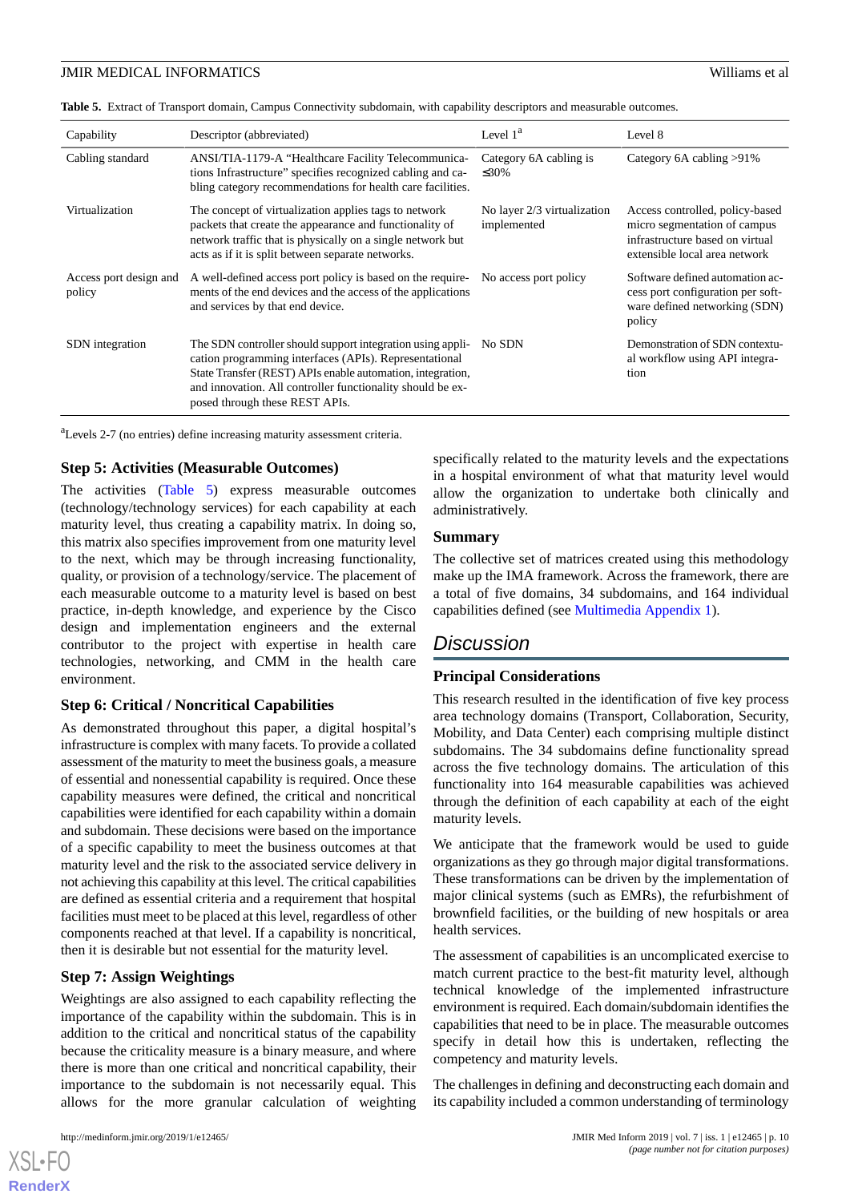**Table 5.** Extract of Transport domain, Campus Connectivity subdomain, with capability descriptors and measurable outcomes.

| Capability | Descriptor (abbreviated) | Level 1[a] | Level 8 |
|---|---|---|---|
| Cabling standard | ANSI/TIA-1179-A "Healthcare Facility Telecommunications Infrastructure" specifies recognized cabling and cabling category recommendations for health care facilities. | Category 6A cabling is ≤30% | Category 6A cabling >91% |
| Virtualization | The concept of virtualization applies tags to network packets that create the appearance and functionality of network traffic that is physically on a single network but acts as if it is split between separate networks. | No layer 2/3 virtualization implemented | Access controlled, policy-based micro segmentation of campus infrastructure based on virtual extensible local area network |
| Access port design and policy | A well-defined access port policy is based on the requirements of the end devices and the access of the applications and services by that end device. | No access port policy | Software defined automation access port configuration per software defined networking (SDN) policy |
| SDN integration | The SDN controller should support integration using application programming interfaces (APIs). Representational State Transfer (REST) APIs enable automation, integration, and innovation. All controller functionality should be exposed through these REST APIs. | No SDN | Demonstration of SDN contextual workflow using API integration |

[a]Levels 2-7 (no entries) define increasing maturity assessment criteria.

### Step 5: Activities (Measurable Outcomes)

The activities (Table 5) express measurable outcomes (technology/technology services) for each capability at each maturity level, thus creating a capability matrix. In doing so, this matrix also specifies improvement from one maturity level to the next, which may be through increasing functionality, quality, or provision of a technology/service. The placement of each measurable outcome to a maturity level is based on best practice, in-depth knowledge, and experience by the Cisco design and implementation engineers and the external contributor to the project with expertise in health care technologies, networking, and CMM in the health care environment.

### Step 6: Critical / Noncritical Capabilities

As demonstrated throughout this paper, a digital hospital's infrastructure is complex with many facets. To provide a collated assessment of the maturity to meet the business goals, a measure of essential and nonessential capability is required. Once these capability measures were defined, the critical and noncritical capabilities were identified for each capability within a domain and subdomain. These decisions were based on the importance of a specific capability to meet the business outcomes at that maturity level and the risk to the associated service delivery in not achieving this capability at this level. The critical capabilities are defined as essential criteria and a requirement that hospital facilities must meet to be placed at this level, regardless of other components reached at that level. If a capability is noncritical, then it is desirable but not essential for the maturity level.

### Step 7: Assign Weightings

Weightings are also assigned to each capability reflecting the importance of the capability within the subdomain. This is in addition to the critical and noncritical status of the capability because the criticality measure is a binary measure, and where there is more than one critical and noncritical capability, their importance to the subdomain is not necessarily equal. This allows for the more granular calculation of weighting specifically related to the maturity levels and the expectations in a hospital environment of what that maturity level would allow the organization to undertake both clinically and administratively.

### Summary

The collective set of matrices created using this methodology make up the IMA framework. Across the framework, there are a total of five domains, 34 subdomains, and 164 individual capabilities defined (see Multimedia Appendix 1).

## Discussion

### Principal Considerations

This research resulted in the identification of five key process area technology domains (Transport, Collaboration, Security, Mobility, and Data Center) each comprising multiple distinct subdomains. The 34 subdomains define functionality spread across the five technology domains. The articulation of this functionality into 164 measurable capabilities was achieved through the definition of each capability at each of the eight maturity levels.

We anticipate that the framework would be used to guide organizations as they go through major digital transformations. These transformations can be driven by the implementation of major clinical systems (such as EMRs), the refurbishment of brownfield facilities, or the building of new hospitals or area health services.

The assessment of capabilities is an uncomplicated exercise to match current practice to the best-fit maturity level, although technical knowledge of the implemented infrastructure environment is required. Each domain/subdomain identifies the capabilities that need to be in place. The measurable outcomes specify in detail how this is undertaken, reflecting the competency and maturity levels.

The challenges in defining and deconstructing each domain and its capability included a common understanding of terminology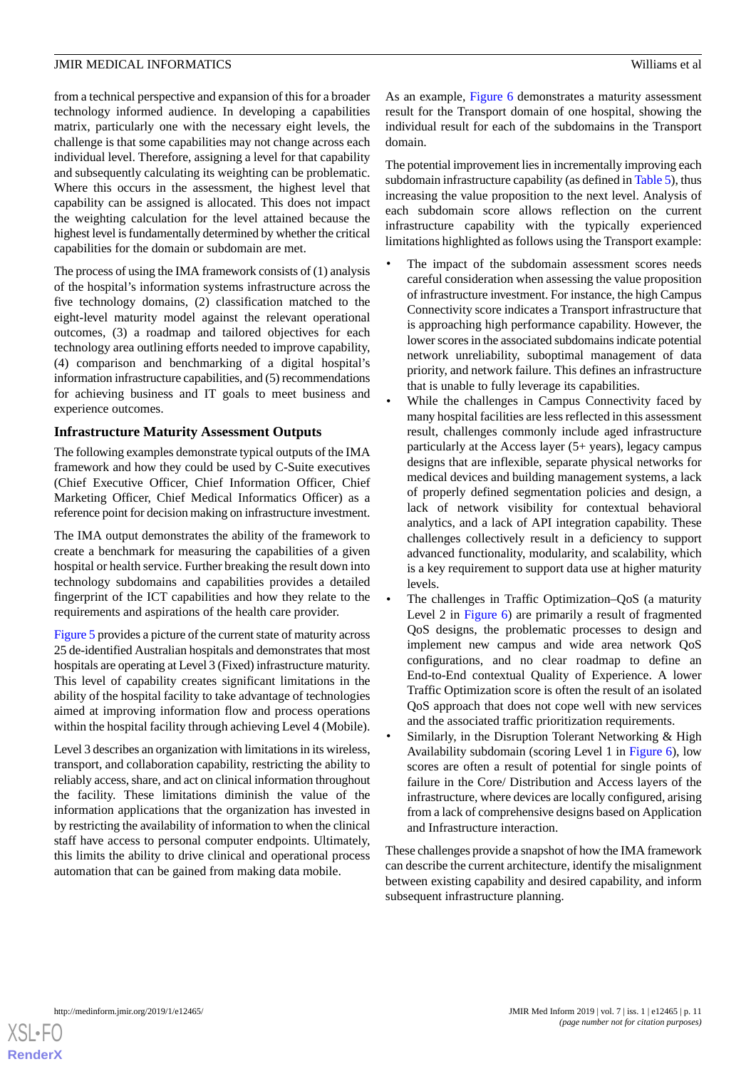from a technical perspective and expansion of this for a broader technology informed audience. In developing a capabilities matrix, particularly one with the necessary eight levels, the challenge is that some capabilities may not change across each individual level. Therefore, assigning a level for that capability and subsequently calculating its weighting can be problematic. Where this occurs in the assessment, the highest level that capability can be assigned is allocated. This does not impact the weighting calculation for the level attained because the highest level is fundamentally determined by whether the critical capabilities for the domain or subdomain are met.

The process of using the IMA framework consists of (1) analysis of the hospital's information systems infrastructure across the five technology domains, (2) classification matched to the eight-level maturity model against the relevant operational outcomes, (3) a roadmap and tailored objectives for each technology area outlining efforts needed to improve capability, (4) comparison and benchmarking of a digital hospital's information infrastructure capabilities, and (5) recommendations for achieving business and IT goals to meet business and experience outcomes.

### Infrastructure Maturity Assessment Outputs

The following examples demonstrate typical outputs of the IMA framework and how they could be used by C-Suite executives (Chief Executive Officer, Chief Information Officer, Chief Marketing Officer, Chief Medical Informatics Officer) as a reference point for decision making on infrastructure investment.

The IMA output demonstrates the ability of the framework to create a benchmark for measuring the capabilities of a given hospital or health service. Further breaking the result down into technology subdomains and capabilities provides a detailed fingerprint of the ICT capabilities and how they relate to the requirements and aspirations of the health care provider.

Figure 5 provides a picture of the current state of maturity across 25 de-identified Australian hospitals and demonstrates that most hospitals are operating at Level 3 (Fixed) infrastructure maturity. This level of capability creates significant limitations in the ability of the hospital facility to take advantage of technologies aimed at improving information flow and process operations within the hospital facility through achieving Level 4 (Mobile).

Level 3 describes an organization with limitations in its wireless, transport, and collaboration capability, restricting the ability to reliably access, share, and act on clinical information throughout the facility. These limitations diminish the value of the information applications that the organization has invested in by restricting the availability of information to when the clinical staff have access to personal computer endpoints. Ultimately, this limits the ability to drive clinical and operational process automation that can be gained from making data mobile.

As an example, Figure 6 demonstrates a maturity assessment result for the Transport domain of one hospital, showing the individual result for each of the subdomains in the Transport domain.

The potential improvement lies in incrementally improving each subdomain infrastructure capability (as defined in Table 5), thus increasing the value proposition to the next level. Analysis of each subdomain score allows reflection on the current infrastructure capability with the typically experienced limitations highlighted as follows using the Transport example:

- The impact of the subdomain assessment scores needs careful consideration when assessing the value proposition of infrastructure investment. For instance, the high Campus Connectivity score indicates a Transport infrastructure that is approaching high performance capability. However, the lower scores in the associated subdomains indicate potential network unreliability, suboptimal management of data priority, and network failure. This defines an infrastructure that is unable to fully leverage its capabilities.
- While the challenges in Campus Connectivity faced by many hospital facilities are less reflected in this assessment result, challenges commonly include aged infrastructure particularly at the Access layer (5+ years), legacy campus designs that are inflexible, separate physical networks for medical devices and building management systems, a lack of properly defined segmentation policies and design, a lack of network visibility for contextual behavioral analytics, and a lack of API integration capability. These challenges collectively result in a deficiency to support advanced functionality, modularity, and scalability, which is a key requirement to support data use at higher maturity levels.
- The challenges in Traffic Optimization–QoS (a maturity Level 2 in Figure 6) are primarily a result of fragmented QoS designs, the problematic processes to design and implement new campus and wide area network QoS configurations, and no clear roadmap to define an End-to-End contextual Quality of Experience. A lower Traffic Optimization score is often the result of an isolated QoS approach that does not cope well with new services and the associated traffic prioritization requirements.
- Similarly, in the Disruption Tolerant Networking & High Availability subdomain (scoring Level 1 in Figure 6), low scores are often a result of potential for single points of failure in the Core/ Distribution and Access layers of the infrastructure, where devices are locally configured, arising from a lack of comprehensive designs based on Application and Infrastructure interaction.

These challenges provide a snapshot of how the IMA framework can describe the current architecture, identify the misalignment between existing capability and desired capability, and inform subsequent infrastructure planning.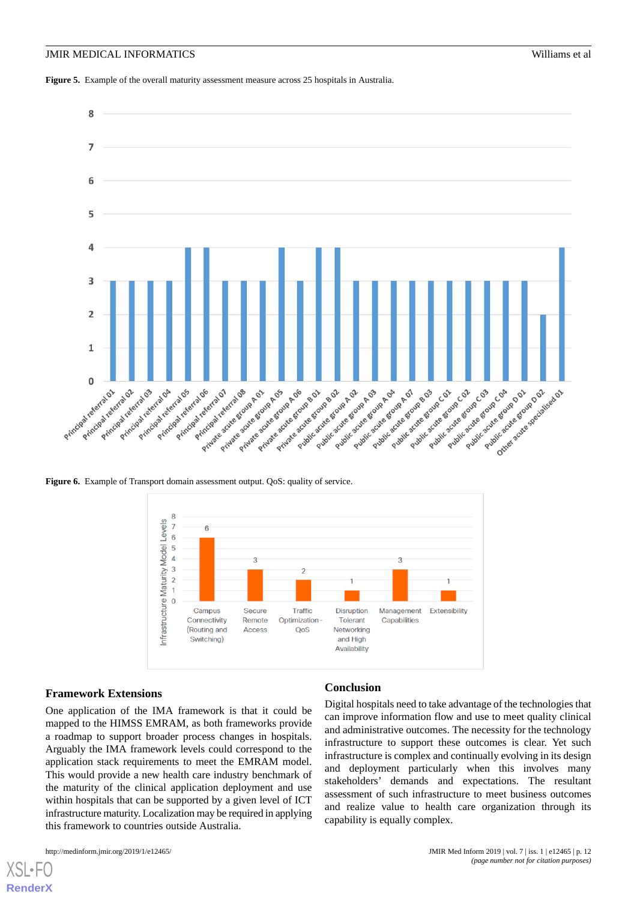**Figure 5.** Example of the overall maturity assessment measure across 25 hospitals in Australia.

8
7
6
5
4
3
2
1
0

Principal referral 01
Principal referral 02
Principal referral 03
Principal referral 04
Principal referral 05
Principal referral 06
Principal referral 07
Principal referral 08
Private acute group A 01
Private acute group A 05
Private acute group A 06
Private acute group B 01
Private acute group B 02
Public acute group A 02
Public acute group A 03
Public acute group A 04
Public acute group A 07
Public acute group B 03
Public acute group C 01
Public acute group C 02
Public acute group C 03
Public acute group C 04
Public acute group D 01
Public acute group D 02
Other acute specialised 01

**Figure 6.** Example of Transport domain assessment output. QoS: quality of service.

Infrastructure Maturity Model Levels

8
7
6
5
4
3
2
1
0

6
3
2
1
3
1

Campus Connectivity (Routing and Switching)
Secure Remote Access
Traffic Optimization - QoS
Disruption Tolerant Networking and High Availability
Management Capabilities
Extensibility

### Framework Extensions

One application of the IMA framework is that it could be mapped to the HIMSS EMRAM, as both frameworks provide a roadmap to support broader process changes in hospitals. Arguably the IMA framework levels could correspond to the application stack requirements to meet the EMRAM model. This would provide a new health care industry benchmark of the maturity of the clinical application deployment and use within hospitals that can be supported by a given level of ICT infrastructure maturity. Localization may be required in applying this framework to countries outside Australia.

## Conclusion

Digital hospitals need to take advantage of the technologies that can improve information flow and use to meet quality clinical and administrative outcomes. The necessity for the technology infrastructure to support these outcomes is clear. Yet such infrastructure is complex and continually evolving in its design and deployment particularly when this involves many stakeholders' demands and expectations. The resultant assessment of such infrastructure to meet business outcomes and realize value to health care organization through its capability is equally complex.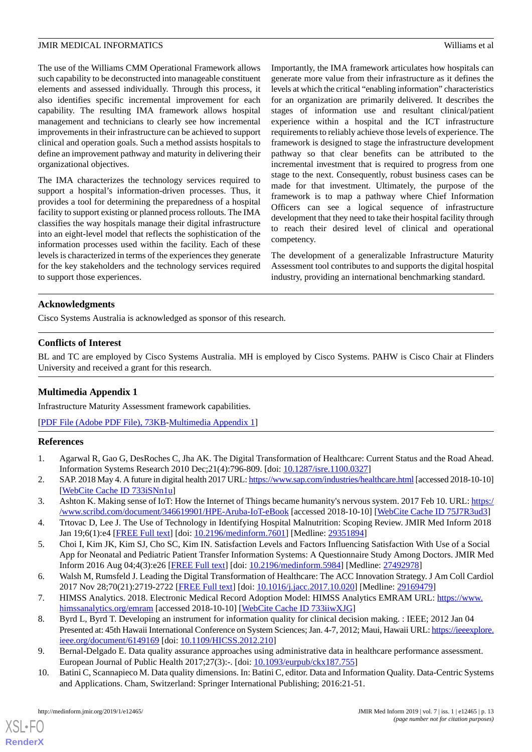The use of the Williams CMM Operational Framework allows such capability to be deconstructed into manageable constituent elements and assessed individually. Through this process, it also identifies specific incremental improvement for each capability. The resulting IMA framework allows hospital management and technicians to clearly see how incremental improvements in their infrastructure can be achieved to support clinical and operation goals. Such a method assists hospitals to define an improvement pathway and maturity in delivering their organizational objectives.

The IMA characterizes the technology services required to support a hospital's information-driven processes. Thus, it provides a tool for determining the preparedness of a hospital facility to support existing or planned process rollouts. The IMA classifies the way hospitals manage their digital infrastructure into an eight-level model that reflects the sophistication of the information processes used within the facility. Each of these levels is characterized in terms of the experiences they generate for the key stakeholders and the technology services required to support those experiences.

Importantly, the IMA framework articulates how hospitals can generate more value from their infrastructure as it defines the levels at which the critical "enabling information" characteristics for an organization are primarily delivered. It describes the stages of information use and resultant clinical/patient experience within a hospital and the ICT infrastructure requirements to reliably achieve those levels of experience. The framework is designed to stage the infrastructure development pathway so that clear benefits can be attributed to the incremental investment that is required to progress from one stage to the next. Consequently, robust business cases can be made for that investment. Ultimately, the purpose of the framework is to map a pathway where Chief Information Officers can see a logical sequence of infrastructure development that they need to take their hospital facility through to reach their desired level of clinical and operational competency.

The development of a generalizable Infrastructure Maturity Assessment tool contributes to and supports the digital hospital industry, providing an international benchmarking standard.

## Acknowledgments

Cisco Systems Australia is acknowledged as sponsor of this research.

## Conflicts of Interest

BL and TC are employed by Cisco Systems Australia. MH is employed by Cisco Systems. PAHW is Cisco Chair at Flinders University and received a grant for this research.

## Multimedia Appendix 1

Infrastructure Maturity Assessment framework capabilities.

[PDF File (Adobe PDF File), 73KB-Multimedia Appendix 1]

## References

1. Agarwal R, Gao G, DesRoches C, Jha AK. The Digital Transformation of Healthcare: Current Status and the Road Ahead. Information Systems Research 2010 Dec;21(4):796-809. [doi: 10.1287/isre.1100.0327]
2. SAP. 2018 May 4. A future in digital health 2017 URL: https://www.sap.com/industries/healthcare.html [accessed 2018-10-10] [WebCite Cache ID 733iSNn1u]
3. Ashton K. Making sense of IoT: How the Internet of Things became humanity's nervous system. 2017 Feb 10. URL: https://www.scribd.com/document/346619901/HPE-Aruba-IoT-eBook [accessed 2018-10-10] [WebCite Cache ID 75J7R3ud3]
4. Trtovac D, Lee J. The Use of Technology in Identifying Hospital Malnutrition: Scoping Review. JMIR Med Inform 2018 Jan 19;6(1):e4 [FREE Full text] [doi: 10.2196/medinform.7601] [Medline: 29351894]
5. Choi I, Kim JK, Kim SJ, Cho SC, Kim IN. Satisfaction Levels and Factors Influencing Satisfaction With Use of a Social App for Neonatal and Pediatric Patient Transfer Information Systems: A Questionnaire Study Among Doctors. JMIR Med Inform 2016 Aug 04;4(3):e26 [FREE Full text] [doi: 10.2196/medinform.5984] [Medline: 27492978]
6. Walsh M, Rumsfeld J. Leading the Digital Transformation of Healthcare: The ACC Innovation Strategy. J Am Coll Cardiol 2017 Nov 28;70(21):2719-2722 [FREE Full text] [doi: 10.1016/j.jacc.2017.10.020] [Medline: 29169479]
7. HIMSS Analytics. 2018. Electronic Medical Record Adoption Model: HIMSS Analytics EMRAM URL: https://www.himssanalytics.org/emram [accessed 2018-10-10] [WebCite Cache ID 733iiwXJG]
8. Byrd L, Byrd T. Developing an instrument for information quality for clinical decision making. : IEEE; 2012 Jan 04 Presented at: 45th Hawaii International Conference on System Sciences; Jan. 4-7, 2012; Maui, Hawaii URL: https://ieeexplore.ieee.org/document/6149169 [doi: 10.1109/HICSS.2012.210]
9. Bernal-Delgado E. Data quality assurance approaches using administrative data in healthcare performance assessment. European Journal of Public Health 2017;27(3):-. [doi: 10.1093/eurpub/ckx187.755]
10. Batini C, Scannapieco M. Data quality dimensions. In: Batini C, editor. Data and Information Quality. Data-Centric Systems and Applications. Cham, Switzerland: Springer International Publishing; 2016:21-51.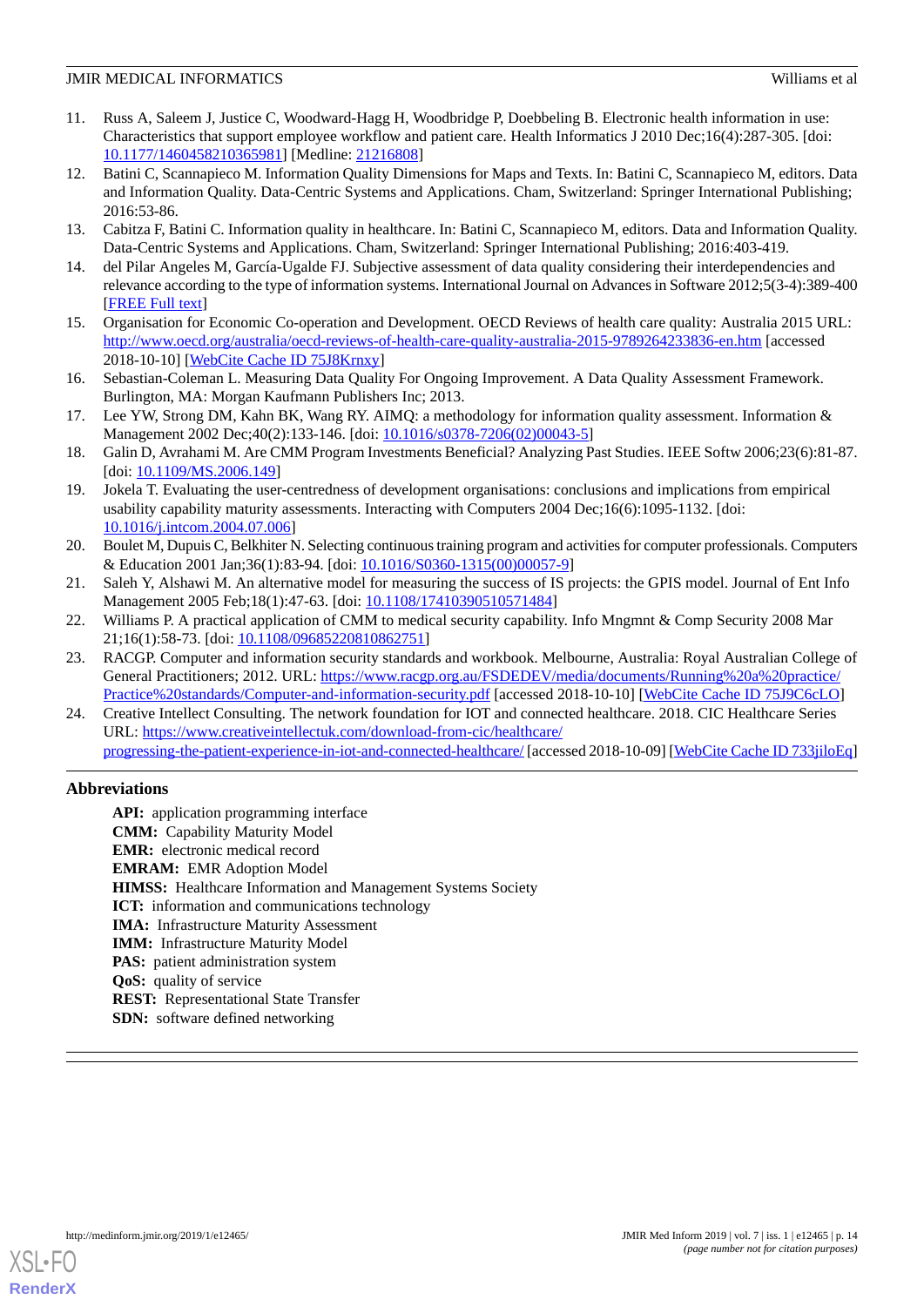11. Russ A, Saleem J, Justice C, Woodward-Hagg H, Woodbridge P, Doebbeling B. Electronic health information in use: Characteristics that support employee workflow and patient care. Health Informatics J 2010 Dec;16(4):287-305. [doi: 10.1177/1460458210365981] [Medline: 21216808]
12. Batini C, Scannapieco M. Information Quality Dimensions for Maps and Texts. In: Batini C, Scannapieco M, editors. Data and Information Quality. Data-Centric Systems and Applications. Cham, Switzerland: Springer International Publishing; 2016:53-86.
13. Cabitza F, Batini C. Information quality in healthcare. In: Batini C, Scannapieco M, editors. Data and Information Quality. Data-Centric Systems and Applications. Cham, Switzerland: Springer International Publishing; 2016:403-419.
14. del Pilar Angeles M, García-Ugalde FJ. Subjective assessment of data quality considering their interdependencies and relevance according to the type of information systems. International Journal on Advances in Software 2012;5(3-4):389-400 [FREE Full text]
15. Organisation for Economic Co-operation and Development. OECD Reviews of health care quality: Australia 2015 URL: http://www.oecd.org/australia/oecd-reviews-of-health-care-quality-australia-2015-9789264233836-en.htm [accessed 2018-10-10] [WebCite Cache ID 75J8Krnxy]
16. Sebastian-Coleman L. Measuring Data Quality For Ongoing Improvement. A Data Quality Assessment Framework. Burlington, MA: Morgan Kaufmann Publishers Inc; 2013.
17. Lee YW, Strong DM, Kahn BK, Wang RY. AIMQ: a methodology for information quality assessment. Information & Management 2002 Dec;40(2):133-146. [doi: 10.1016/s0378-7206(02)00043-5]
18. Galin D, Avrahami M. Are CMM Program Investments Beneficial? Analyzing Past Studies. IEEE Softw 2006;23(6):81-87. [doi: 10.1109/MS.2006.149]
19. Jokela T. Evaluating the user-centredness of development organisations: conclusions and implications from empirical usability capability maturity assessments. Interacting with Computers 2004 Dec;16(6):1095-1132. [doi: 10.1016/j.intcom.2004.07.006]
20. Boulet M, Dupuis C, Belkhiter N. Selecting continuous training program and activities for computer professionals. Computers & Education 2001 Jan;36(1):83-94. [doi: 10.1016/S0360-1315(00)00057-9]
21. Saleh Y, Alshawi M. An alternative model for measuring the success of IS projects: the GPIS model. Journal of Ent Info Management 2005 Feb;18(1):47-63. [doi: 10.1108/17410390510571484]
22. Williams P. A practical application of CMM to medical security capability. Info Mngmnt & Comp Security 2008 Mar 21;16(1):58-73. [doi: 10.1108/09685220810862751]
23. RACGP. Computer and information security standards and workbook. Melbourne, Australia: Royal Australian College of General Practitioners; 2012. URL: https://www.racgp.org.au/FSDEDEV/media/documents/Running%20a%20practice/Practice%20standards/Computer-and-information-security.pdf [accessed 2018-10-10] [WebCite Cache ID 75J9C6cLO]
24. Creative Intellect Consulting. The network foundation for IOT and connected healthcare. 2018. CIC Healthcare Series URL: https://www.creativeintellectuk.com/download-from-cic/healthcare/progressing-the-patient-experience-in-iot-and-connected-healthcare/ [accessed 2018-10-09] [WebCite Cache ID 733jiloEq]

## Abbreviations

**API:** application programming interface
**CMM:** Capability Maturity Model
**EMR:** electronic medical record
**EMRAM:** EMR Adoption Model
**HIMSS:** Healthcare Information and Management Systems Society
**ICT:** information and communications technology
**IMA:** Infrastructure Maturity Assessment
**IMM:** Infrastructure Maturity Model
**PAS:** patient administration system
**QoS:** quality of service
**REST:** Representational State Transfer
**SDN:** software defined networking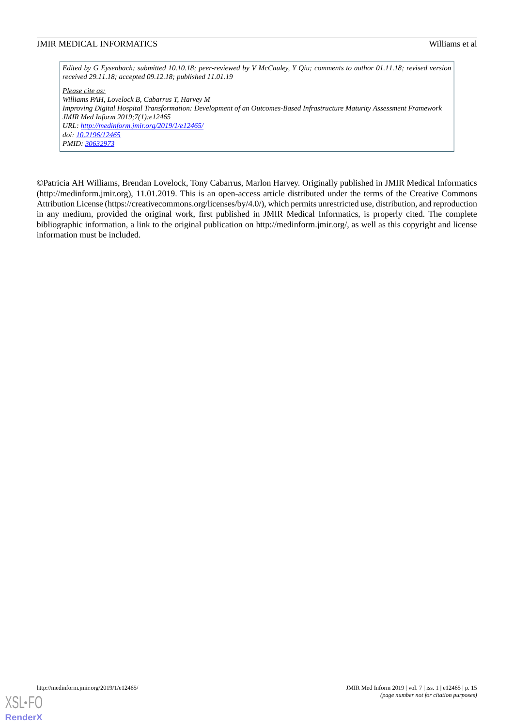*Edited by G Eysenbach; submitted 10.10.18; peer-reviewed by V McCauley, Y Qiu; comments to author 01.11.18; revised version received 29.11.18; accepted 09.12.18; published 11.01.19*

*Please cite as:*
*Williams PAH, Lovelock B, Cabarrus T, Harvey M*
*Improving Digital Hospital Transformation: Development of an Outcomes-Based Infrastructure Maturity Assessment Framework*
*JMIR Med Inform 2019;7(1):e12465*
*URL: http://medinform.jmir.org/2019/1/e12465/*
*doi: 10.2196/12465*
*PMID: 30632973*

©Patricia AH Williams, Brendan Lovelock, Tony Cabarrus, Marlon Harvey. Originally published in JMIR Medical Informatics (http://medinform.jmir.org), 11.01.2019. This is an open-access article distributed under the terms of the Creative Commons Attribution License (https://creativecommons.org/licenses/by/4.0/), which permits unrestricted use, distribution, and reproduction in any medium, provided the original work, first published in JMIR Medical Informatics, is properly cited. The complete bibliographic information, a link to the original publication on http://medinform.jmir.org/, as well as this copyright and license information must be included.